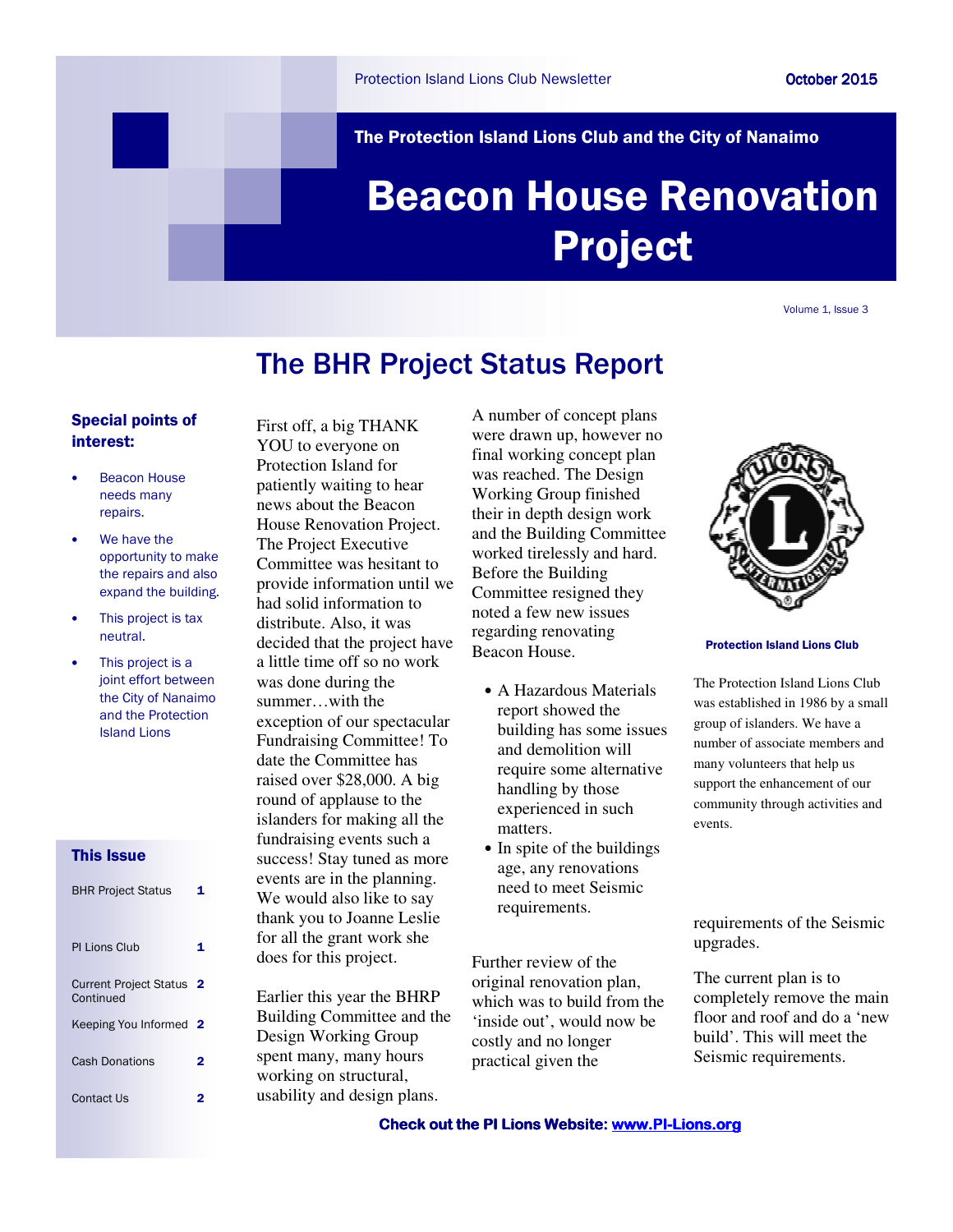Protection Island Lions Club Newsletter

October 2015

The Protection Island Lions Club and the City of Nanaimo

# Beacon House Renovation Project

Volume 1, Issue 3

## The BHR Project Status Report

**Special points of interest:**

- Beacon House needs many repairs.
- We have the opportunity to make the repairs and also expand the building.
- This project is tax neutral.
- This project is a joint effort between the City of Nanaimo and the Protection Island Lions

First off, a big THANK YOU to everyone on Protection Island for patiently waiting to hear news about the Beacon House Renovation Project. The Project Executive Committee was hesitant to provide information until we had solid information to distribute. Also, it was decided that the project have a little time off so no work was done during the summer…with the exception of our spectacular Fundraising Committee! To date the Committee has raised over $28,000. A big round of applause to the islanders for making all the fundraising events such a success! Stay tuned as more events are in the planning. We would also like to say thank you to Joanne Leslie for all the grant work she does for this project.

Earlier this year the BHRP Building Committee and the Design Working Group spent many, many hours working on structural, usability and design plans. A number of concept plans were drawn up, however no final working concept plan was reached. The Design Working Group finished their in depth design work and the Building Committee worked tirelessly and hard. Before the Building Committee resigned they noted a few new issues regarding renovating Beacon House.

- A Hazardous Materials report showed the building has some issues and demolition will require some alternative handling by those experienced in such matters.
- In spite of the buildings age, any renovations need to meet Seismic requirements.

Further review of the original renovation plan, which was to build from the 'inside out', would now be costly and no longer practical given the requirements of the Seismic upgrades.

The current plan is to completely remove the main floor and roof and do a 'new build'. This will meet the Seismic requirements.

**Protection Island Lions Club**

The Protection Island Lions Club was established in 1986 by a small group of islanders. We have a number of associate members and many volunteers that help us support the enhancement of our community through activities and events.

### This Issue

| | |
|---|---|
| BHR Project Status | 1 |
| PI Lions Club | 1 |
| Current Project Status Continued | 2 |
| Keeping You Informed | 2 |
| Cash Donations | 2 |
| Contact Us | 2 |

**Check out the PI Lions Website: www.PI-Lions.org**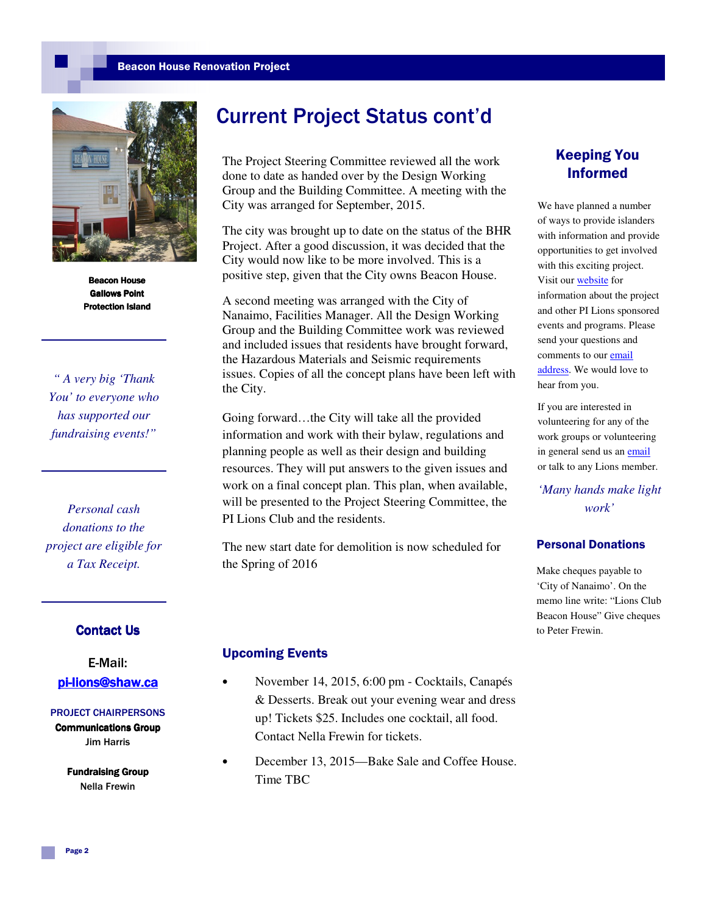# Current Project Status cont'd

The Project Steering Committee reviewed all the work done to date as handed over by the Design Working Group and the Building Committee. A meeting with the City was arranged for September, 2015.

The city was brought up to date on the status of the BHR Project. After a good discussion, it was decided that the City would now like to be more involved. This is a positive step, given that the City owns Beacon House.

A second meeting was arranged with the City of Nanaimo, Facilities Manager. All the Design Working Group and the Building Committee work was reviewed and included issues that residents have brought forward, the Hazardous Materials and Seismic requirements issues. Copies of all the concept plans have been left with the City.

Going forward…the City will take all the provided information and work with their bylaw, regulations and planning people as well as their design and building resources. They will put answers to the given issues and work on a final concept plan. This plan, when available, will be presented to the Project Steering Committee, the PI Lions Club and the residents.

The new start date for demolition is now scheduled for the Spring of 2016

### Upcoming Events

- November 14, 2015, 6:00 pm - Cocktails, Canapés & Desserts. Break out your evening wear and dress up! Tickets $25. Includes one cocktail, all food. Contact Nella Frewin for tickets.
- December 13, 2015—Bake Sale and Coffee House. Time TBC

## Keeping You Informed

We have planned a number of ways to provide islanders with information and provide opportunities to get involved with this exciting project. Visit our website for information about the project and other PI Lions sponsored events and programs. Please send your questions and comments to our email address. We would love to hear from you.

If you are interested in volunteering for any of the work groups or volunteering in general send us an email or talk to any Lions member.

*'Many hands make light work'*

### Personal Donations

Make cheques payable to 'City of Nanaimo'. On the memo line write: "Lions Club Beacon House" Give cheques to Peter Frewin.

**Beacon House**
**Gallows Point**
**Protection Island**

---

*" A very big 'Thank You' to everyone who has supported our fundraising events!"*

---

*Personal cash donations to the project are eligible for a Tax Receipt.*

---

## Contact Us

E-Mail:
**pi-lions@shaw.ca**

PROJECT CHAIRPERSONS

**Communications Group**
Jim Harris

**Fundraising Group**
Nella Frewin